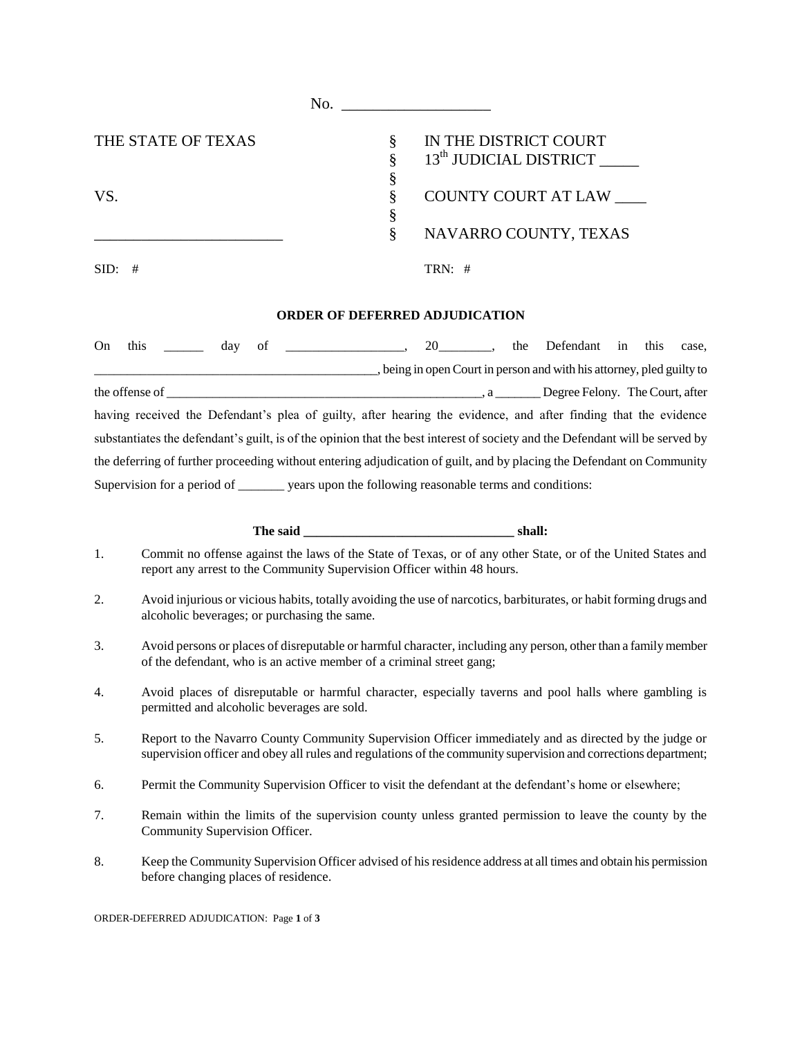No. ___________________

| THE STATE OF TEXAS | § | IN THE DISTRICT COURT |
|---|---|---|
| | § | 13th JUDICIAL DISTRICT _____ |
| | § | |
| VS. | § | COUNTY COURT AT LAW ____ |
| | § | |
| ________________________ | § | NAVARRO COUNTY, TEXAS |

SID: #　　　　　　　　　　　　　　　　　　TRN: #

**ORDER OF DEFERRED ADJUDICATION**

On this ______ day of __________________, 20________, the Defendant in this case, ___________________________________________, being in open Court in person and with his attorney, pled guilty to the offense of __________________________________________________, a _______ Degree Felony. The Court, after having received the Defendant's plea of guilty, after hearing the evidence, and after finding that the evidence substantiates the defendant's guilt, is of the opinion that the best interest of society and the Defendant will be served by the deferring of further proceeding without entering adjudication of guilt, and by placing the Defendant on Community Supervision for a period of _______ years upon the following reasonable terms and conditions:

**The said ________________________________ shall:**

1. Commit no offense against the laws of the State of Texas, or of any other State, or of the United States and report any arrest to the Community Supervision Officer within 48 hours.

2. Avoid injurious or vicious habits, totally avoiding the use of narcotics, barbiturates, or habit forming drugs and alcoholic beverages; or purchasing the same.

3. Avoid persons or places of disreputable or harmful character, including any person, other than a family member of the defendant, who is an active member of a criminal street gang;

4. Avoid places of disreputable or harmful character, especially taverns and pool halls where gambling is permitted and alcoholic beverages are sold.

5. Report to the Navarro County Community Supervision Officer immediately and as directed by the judge or supervision officer and obey all rules and regulations of the community supervision and corrections department;

6. Permit the Community Supervision Officer to visit the defendant at the defendant's home or elsewhere;

7. Remain within the limits of the supervision county unless granted permission to leave the county by the Community Supervision Officer.

8. Keep the Community Supervision Officer advised of his residence address at all times and obtain his permission before changing places of residence.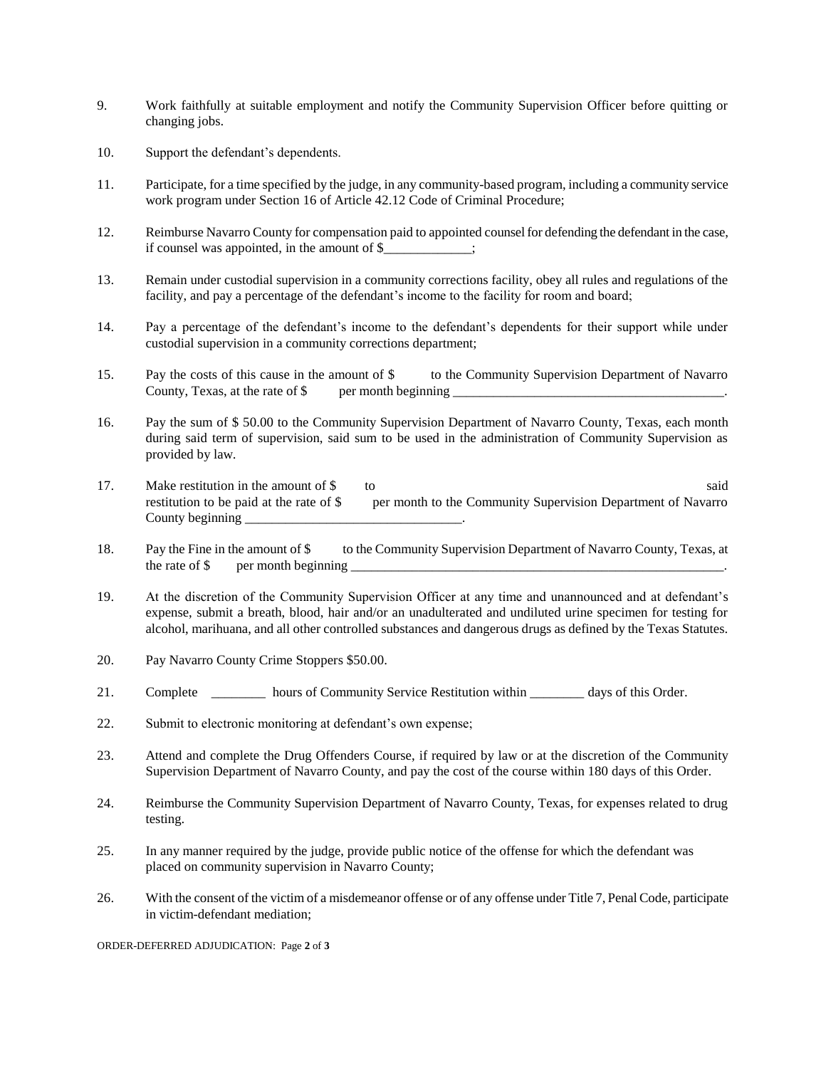9. Work faithfully at suitable employment and notify the Community Supervision Officer before quitting or changing jobs.

10. Support the defendant's dependents.

11. Participate, for a time specified by the judge, in any community-based program, including a community service work program under Section 16 of Article 42.12 Code of Criminal Procedure;

12. Reimburse Navarro County for compensation paid to appointed counsel for defending the defendant in the case, if counsel was appointed, in the amount of $_____________;

13. Remain under custodial supervision in a community corrections facility, obey all rules and regulations of the facility, and pay a percentage of the defendant's income to the facility for room and board;

14. Pay a percentage of the defendant's income to the defendant's dependents for their support while under custodial supervision in a community corrections department;

15. Pay the costs of this cause in the amount of $ to the Community Supervision Department of Navarro County, Texas, at the rate of $ per month beginning _________________________________________.

16. Pay the sum of $ 50.00 to the Community Supervision Department of Navarro County, Texas, each month during said term of supervision, said sum to be used in the administration of Community Supervision as provided by law.

17. Make restitution in the amount of $ to said restitution to be paid at the rate of $ per month to the Community Supervision Department of Navarro County beginning ________________________________.

18. Pay the Fine in the amount of $ to the Community Supervision Department of Navarro County, Texas, at the rate of $ per month beginning ___________________________________________________________.

19. At the discretion of the Community Supervision Officer at any time and unannounced and at defendant's expense, submit a breath, blood, hair and/or an unadulterated and undiluted urine specimen for testing for alcohol, marihuana, and all other controlled substances and dangerous drugs as defined by the Texas Statutes.

20. Pay Navarro County Crime Stoppers $50.00.

21. Complete ________ hours of Community Service Restitution within ________ days of this Order.

22. Submit to electronic monitoring at defendant's own expense;

23. Attend and complete the Drug Offenders Course, if required by law or at the discretion of the Community Supervision Department of Navarro County, and pay the cost of the course within 180 days of this Order.

24. Reimburse the Community Supervision Department of Navarro County, Texas, for expenses related to drug testing.

25. In any manner required by the judge, provide public notice of the offense for which the defendant was placed on community supervision in Navarro County;

26. With the consent of the victim of a misdemeanor offense or of any offense under Title 7, Penal Code, participate in victim-defendant mediation;

ORDER-DEFERRED ADJUDICATION: Page **2** of **3**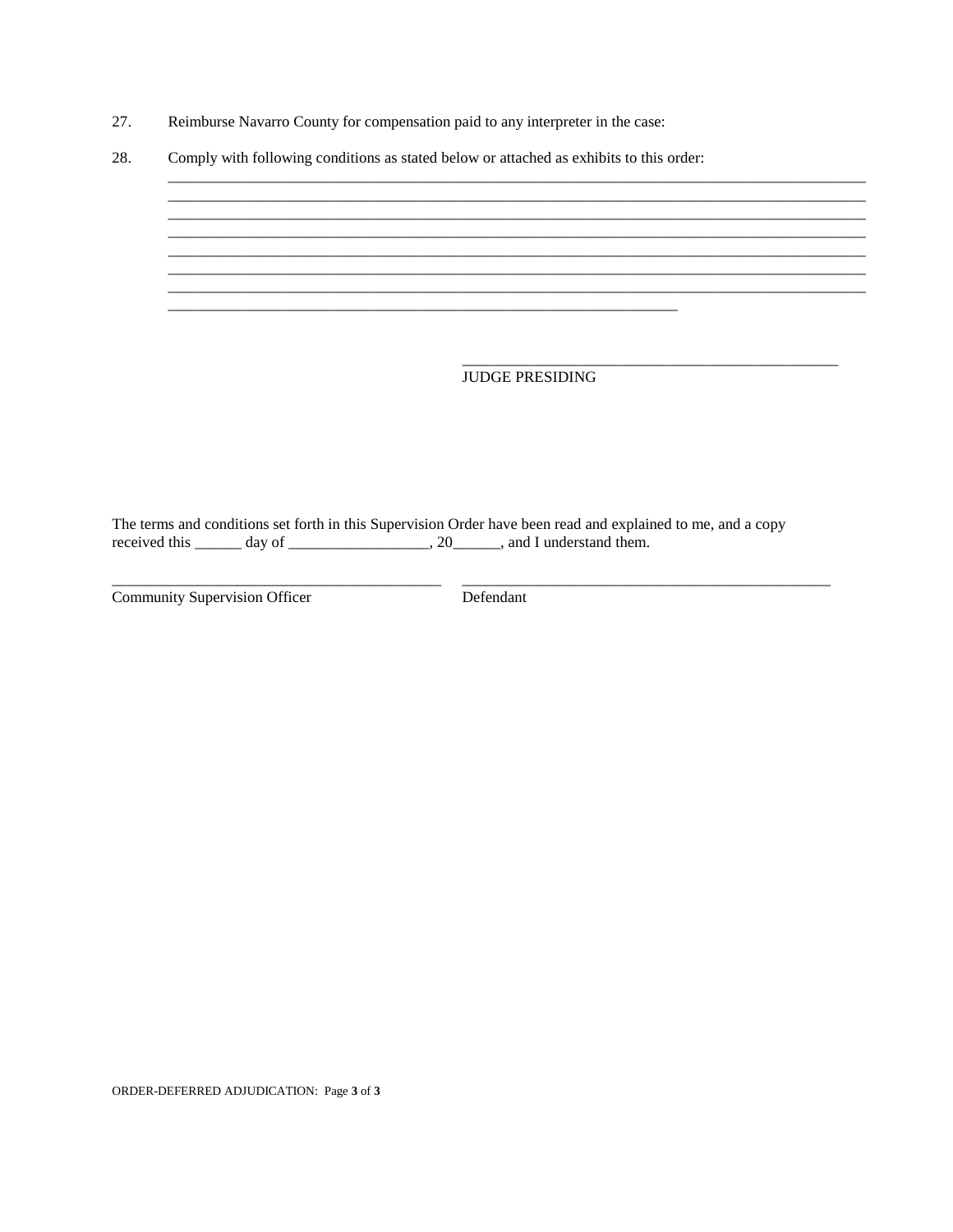27. Reimburse Navarro County for compensation paid to any interpreter in the case:

28. Comply with following conditions as stated below or attached as exhibits to this order:
______________________________________________________________________________
______________________________________________________________________________
______________________________________________________________________________
______________________________________________________________________________
______________________________________________________________________________
______________________________________________________________________________
______________________________________________________________________________
_______________________________________________________

_____________________________________________
JUDGE PRESIDING

The terms and conditions set forth in this Supervision Order have been read and explained to me, and a copy received this ______ day of __________________, 20______, and I understand them.

_______________________________________ _____________________________________________
Community Supervision Officer Defendant